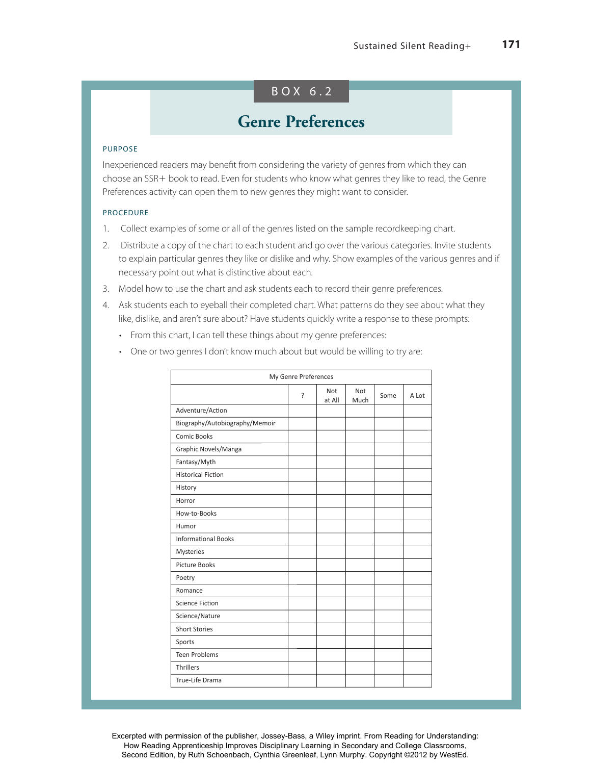BOX 6.2

# Genre Preferences

## PURPOSE

Inexperienced readers may benefit from considering the variety of genres from which they can choose an SSR+ book to read. Even for students who know what genres they like to read, the Genre Preferences activity can open them to new genres they might want to consider.

## PROCEDURE

1. Collect examples of some or all of the genres listed on the sample recordkeeping chart.
2. Distribute a copy of the chart to each student and go over the various categories. Invite students to explain particular genres they like or dislike and why. Show examples of the various genres and if necessary point out what is distinctive about each.
3. Model how to use the chart and ask students each to record their genre preferences.
4. Ask students each to eyeball their completed chart. What patterns do they see about what they like, dislike, and aren't sure about? Have students quickly write a response to these prompts:
   - From this chart, I can tell these things about my genre preferences:
   - One or two genres I don't know much about but would be willing to try are:

| My Genre Preferences | | | | | |
|---|---|---|---|---|---|
| | ? | Not at All | Not Much | Some | A Lot |
| Adventure/Action | | | | | |
| Biography/Autobiography/Memoir | | | | | |
| Comic Books | | | | | |
| Graphic Novels/Manga | | | | | |
| Fantasy/Myth | | | | | |
| Historical Fiction | | | | | |
| History | | | | | |
| Horror | | | | | |
| How-to-Books | | | | | |
| Humor | | | | | |
| Informational Books | | | | | |
| Mysteries | | | | | |
| Picture Books | | | | | |
| Poetry | | | | | |
| Romance | | | | | |
| Science Fiction | | | | | |
| Science/Nature | | | | | |
| Short Stories | | | | | |
| Sports | | | | | |
| Teen Problems | | | | | |
| Thrillers | | | | | |
| True-Life Drama | | | | | |

Excerpted with permission of the publisher, Jossey-Bass, a Wiley imprint. From Reading for Understanding: How Reading Apprenticeship Improves Disciplinary Learning in Secondary and College Classrooms, Second Edition, by Ruth Schoenbach, Cynthia Greenleaf, Lynn Murphy. Copyright ©2012 by WestEd.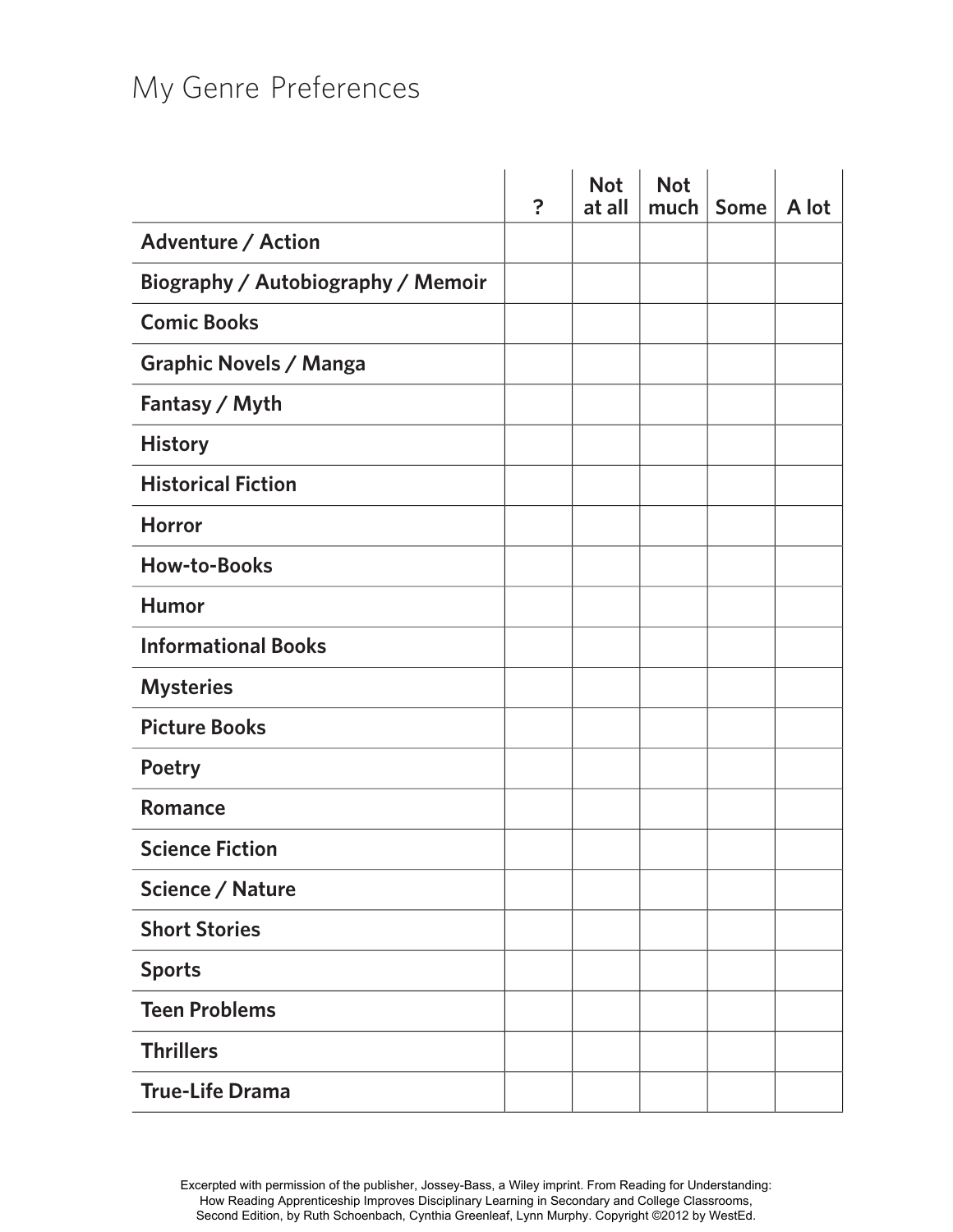# My Genre Preferences

| | ? | Not at all | Not much | Some | A lot |
|---|---|---|---|---|---|
| **Adventure / Action** | | | | | |
| **Biography / Autobiography / Memoir** | | | | | |
| **Comic Books** | | | | | |
| **Graphic Novels / Manga** | | | | | |
| **Fantasy / Myth** | | | | | |
| **History** | | | | | |
| **Historical Fiction** | | | | | |
| **Horror** | | | | | |
| **How-to-Books** | | | | | |
| **Humor** | | | | | |
| **Informational Books** | | | | | |
| **Mysteries** | | | | | |
| **Picture Books** | | | | | |
| **Poetry** | | | | | |
| **Romance** | | | | | |
| **Science Fiction** | | | | | |
| **Science / Nature** | | | | | |
| **Short Stories** | | | | | |
| **Sports** | | | | | |
| **Teen Problems** | | | | | |
| **Thrillers** | | | | | |
| **True-Life Drama** | | | | | |

Excerpted with permission of the publisher, Jossey-Bass, a Wiley imprint. From Reading for Understanding: How Reading Apprenticeship Improves Disciplinary Learning in Secondary and College Classrooms, Second Edition, by Ruth Schoenbach, Cynthia Greenleaf, Lynn Murphy. Copyright ©2012 by WestEd.